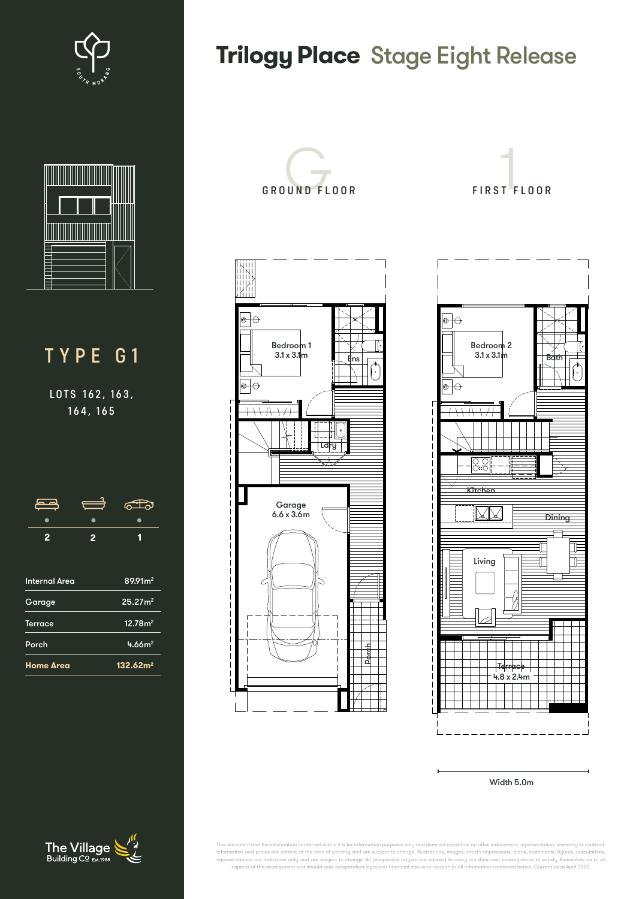# Trilogy Place Stage Eight Release

## TYPE G1

LOTS 162, 163, 164, 165

| Bedrooms | Bathrooms | Car |
|---|---|---|
| 2 | 2 | 1 |

| | |
|---|---|
| Internal Area | 89.91m² |
| Garage | 25.27m² |
| Terrace | 12.78m² |
| Porch | 4.66m² |
| **Home Area** | **132.62m²** |

### GROUND FLOOR

Bedroom 1
3.1 x 3.1m

Ens

Ldry

Garage
6.6 x 3.6m

Porch

### FIRST FLOOR

Bedroom 2
3.1 x 3.1m

Bath

Kitchen

Dining

Living

Terrace
4.8 x 2.4m

Width 5.0m

The Village Building Co Est. 1988

This document and the information contained within it is for information purposes only and does not constitute an offer, inducement, representation, warranty or contract. Information and prices are correct at the time of printing and are subject to change. Illustrations, images, artist's impressions, plans, statements, figures, calculations, representations are indicative only and are subject to change. All prospective buyers are advised to carry out their own investigations to satisfy themselves as to all aspects of the development and should seek independent legal and financial advice in relation to all information contained herein. Current as at April 2022.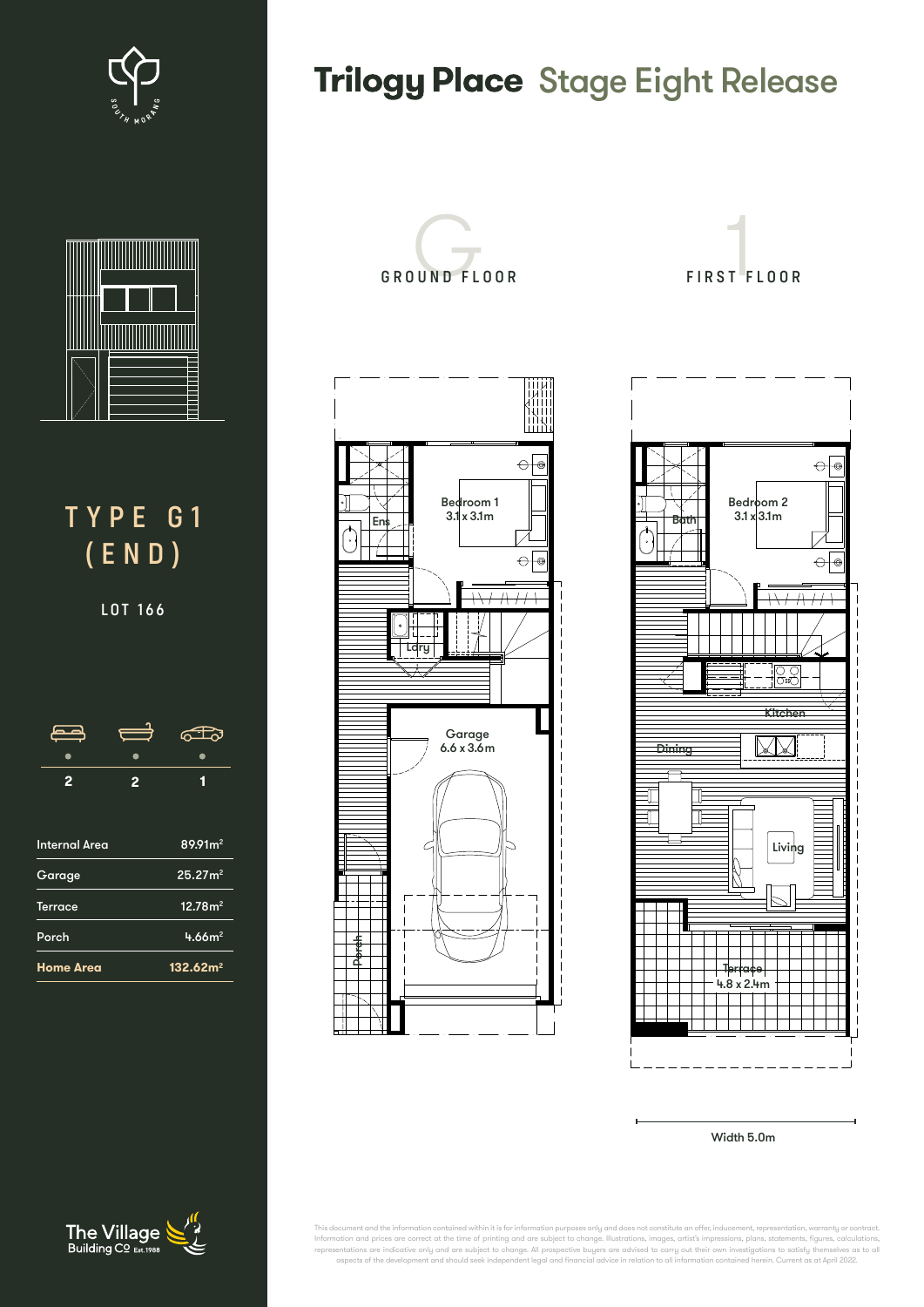# Trilogy Place Stage Eight Release

## TYPE G1 (END)

LOT 166

| Bedrooms | Bathrooms | Car spaces |
|---|---|---|
| 2 | 2 | 1 |

| | |
|---|---|
| Internal Area | 89.91m² |
| Garage | 25.27m² |
| Terrace | 12.78m² |
| Porch | 4.66m² |
| **Home Area** | **132.62m²** |

GROUND FLOOR

Bedroom 1
3.1 x 3.1m

Ens

Ldry

Garage
6.6 x 3.6m

Porch

FIRST FLOOR

Bedroom 2
3.1 x 3.1m

Bath

Kitchen

Dining

Living

Terrace
4.8 x 2.4m

Width 5.0m

The Village Building Co Est.1988

This document and the information contained within it is for information purposes only and does not constitute an offer, inducement, representation, warranty or contract. Information and prices are correct at the time of printing and are subject to change. Illustrations, images, artist's impressions, plans, statements, figures, calculations, representations are indicative only and are subject to change. All prospective buyers are advised to carry out their own investigations to satisfy themselves as to all aspects of the development and should seek independent legal and financial advice in relation to all information contained herein. Current as at April 2022.